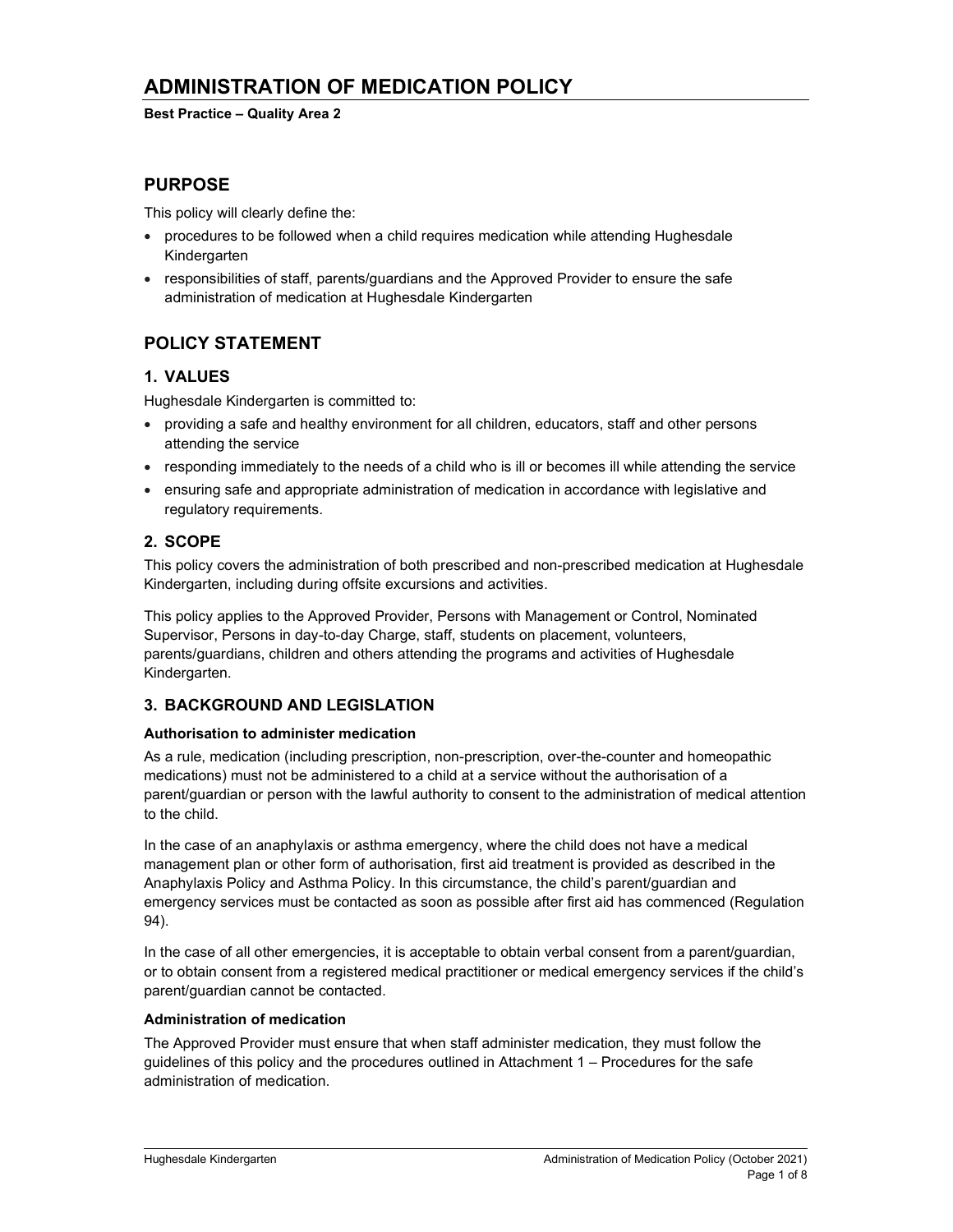# ADMINISTRATION OF MEDICATION POLICY

**Best Practice – Quality Area 2**

## PURPOSE

This policy will clearly define the:

- procedures to be followed when a child requires medication while attending Hughesdale Kindergarten
- responsibilities of staff, parents/guardians and the Approved Provider to ensure the safe administration of medication at Hughesdale Kindergarten

## POLICY STATEMENT

### 1. VALUES

Hughesdale Kindergarten is committed to:

- providing a safe and healthy environment for all children, educators, staff and other persons attending the service
- responding immediately to the needs of a child who is ill or becomes ill while attending the service
- ensuring safe and appropriate administration of medication in accordance with legislative and regulatory requirements.

### 2. SCOPE

This policy covers the administration of both prescribed and non-prescribed medication at Hughesdale Kindergarten, including during offsite excursions and activities.

This policy applies to the Approved Provider, Persons with Management or Control, Nominated Supervisor, Persons in day-to-day Charge, staff, students on placement, volunteers, parents/guardians, children and others attending the programs and activities of Hughesdale Kindergarten.

### 3. BACKGROUND AND LEGISLATION

**Authorisation to administer medication**

As a rule, medication (including prescription, non-prescription, over-the-counter and homeopathic medications) must not be administered to a child at a service without the authorisation of a parent/guardian or person with the lawful authority to consent to the administration of medical attention to the child.

In the case of an anaphylaxis or asthma emergency, where the child does not have a medical management plan or other form of authorisation, first aid treatment is provided as described in the Anaphylaxis Policy and Asthma Policy. In this circumstance, the child's parent/guardian and emergency services must be contacted as soon as possible after first aid has commenced (Regulation 94).

In the case of all other emergencies, it is acceptable to obtain verbal consent from a parent/guardian, or to obtain consent from a registered medical practitioner or medical emergency services if the child's parent/guardian cannot be contacted.

**Administration of medication**

The Approved Provider must ensure that when staff administer medication, they must follow the guidelines of this policy and the procedures outlined in Attachment 1 – Procedures for the safe administration of medication.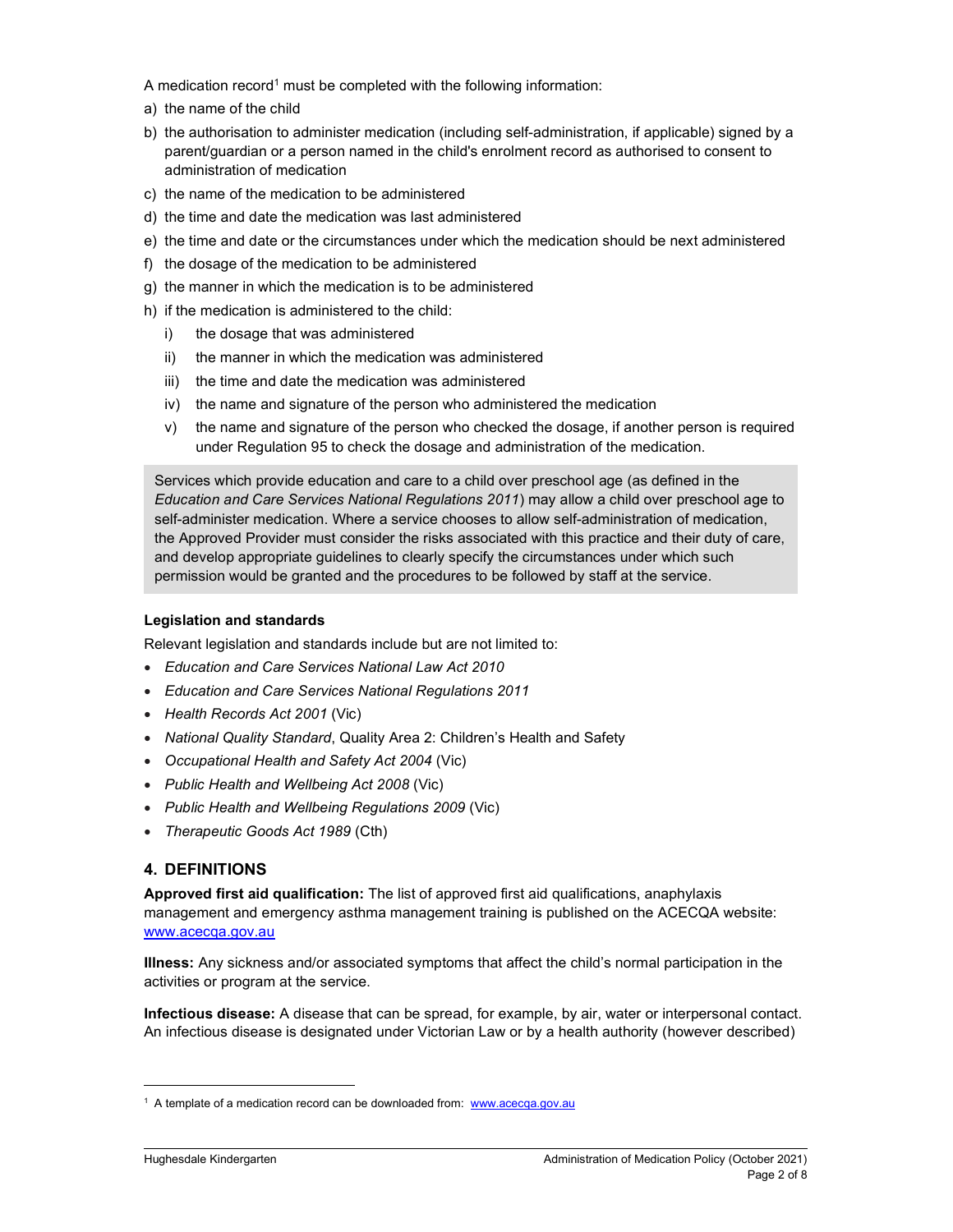A medication record[1] must be completed with the following information:

a) the name of the child
b) the authorisation to administer medication (including self-administration, if applicable) signed by a parent/guardian or a person named in the child's enrolment record as authorised to consent to administration of medication
c) the name of the medication to be administered
d) the time and date the medication was last administered
e) the time and date or the circumstances under which the medication should be next administered
f) the dosage of the medication to be administered
g) the manner in which the medication is to be administered
h) if the medication is administered to the child:
   i) the dosage that was administered
   ii) the manner in which the medication was administered
   iii) the time and date the medication was administered
   iv) the name and signature of the person who administered the medication
   v) the name and signature of the person who checked the dosage, if another person is required under Regulation 95 to check the dosage and administration of the medication.

> Services which provide education and care to a child over preschool age (as defined in the *Education and Care Services National Regulations 2011*) may allow a child over preschool age to self-administer medication. Where a service chooses to allow self-administration of medication, the Approved Provider must consider the risks associated with this practice and their duty of care, and develop appropriate guidelines to clearly specify the circumstances under which such permission would be granted and the procedures to be followed by staff at the service.

**Legislation and standards**

Relevant legislation and standards include but are not limited to:

- *Education and Care Services National Law Act 2010*
- *Education and Care Services National Regulations 2011*
- *Health Records Act 2001* (Vic)
- *National Quality Standard*, Quality Area 2: Children's Health and Safety
- *Occupational Health and Safety Act 2004* (Vic)
- *Public Health and Wellbeing Act 2008* (Vic)
- *Public Health and Wellbeing Regulations 2009* (Vic)
- *Therapeutic Goods Act 1989* (Cth)

## 4. DEFINITIONS

**Approved first aid qualification:** The list of approved first aid qualifications, anaphylaxis management and emergency asthma management training is published on the ACECQA website: www.acecqa.gov.au

**Illness:** Any sickness and/or associated symptoms that affect the child's normal participation in the activities or program at the service.

**Infectious disease:** A disease that can be spread, for example, by air, water or interpersonal contact. An infectious disease is designated under Victorian Law or by a health authority (however described)

---

[1] A template of a medication record can be downloaded from: www.acecqa.gov.au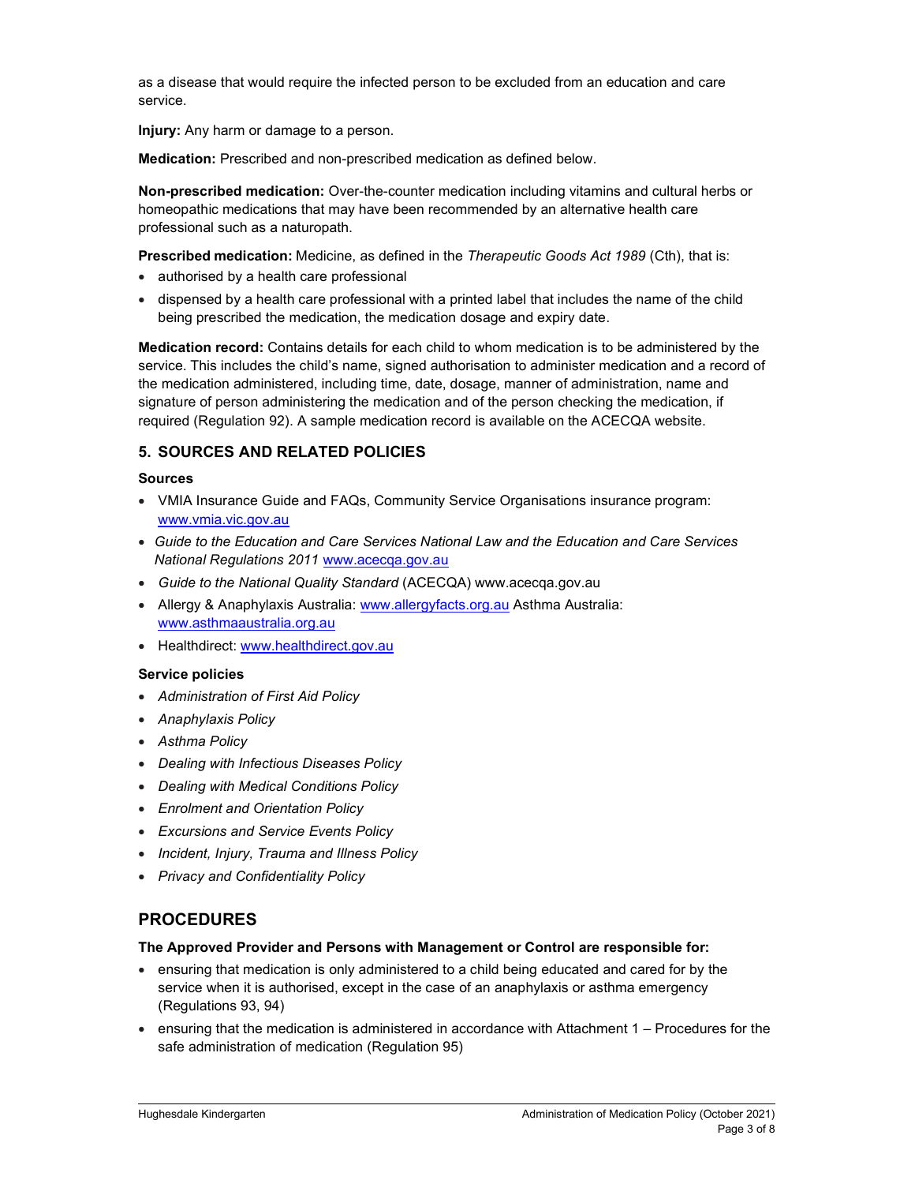as a disease that would require the infected person to be excluded from an education and care service.

**Injury:** Any harm or damage to a person.

**Medication:** Prescribed and non-prescribed medication as defined below.

**Non-prescribed medication:** Over-the-counter medication including vitamins and cultural herbs or homeopathic medications that may have been recommended by an alternative health care professional such as a naturopath.

**Prescribed medication:** Medicine, as defined in the *Therapeutic Goods Act 1989* (Cth), that is:

- authorised by a health care professional
- dispensed by a health care professional with a printed label that includes the name of the child being prescribed the medication, the medication dosage and expiry date.

**Medication record:** Contains details for each child to whom medication is to be administered by the service. This includes the child's name, signed authorisation to administer medication and a record of the medication administered, including time, date, dosage, manner of administration, name and signature of person administering the medication and of the person checking the medication, if required (Regulation 92). A sample medication record is available on the ACECQA website.

## 5. SOURCES AND RELATED POLICIES

### Sources

- VMIA Insurance Guide and FAQs, Community Service Organisations insurance program: www.vmia.vic.gov.au
- *Guide to the Education and Care Services National Law and the Education and Care Services National Regulations 2011* www.acecqa.gov.au
- *Guide to the National Quality Standard* (ACECQA) www.acecqa.gov.au
- Allergy & Anaphylaxis Australia: www.allergyfacts.org.au Asthma Australia: www.asthmaaustralia.org.au
- Healthdirect: www.healthdirect.gov.au

### Service policies

- *Administration of First Aid Policy*
- *Anaphylaxis Policy*
- *Asthma Policy*
- *Dealing with Infectious Diseases Policy*
- *Dealing with Medical Conditions Policy*
- *Enrolment and Orientation Policy*
- *Excursions and Service Events Policy*
- *Incident, Injury, Trauma and Illness Policy*
- *Privacy and Confidentiality Policy*

# PROCEDURES

**The Approved Provider and Persons with Management or Control are responsible for:**

- ensuring that medication is only administered to a child being educated and cared for by the service when it is authorised, except in the case of an anaphylaxis or asthma emergency (Regulations 93, 94)
- ensuring that the medication is administered in accordance with Attachment 1 – Procedures for the safe administration of medication (Regulation 95)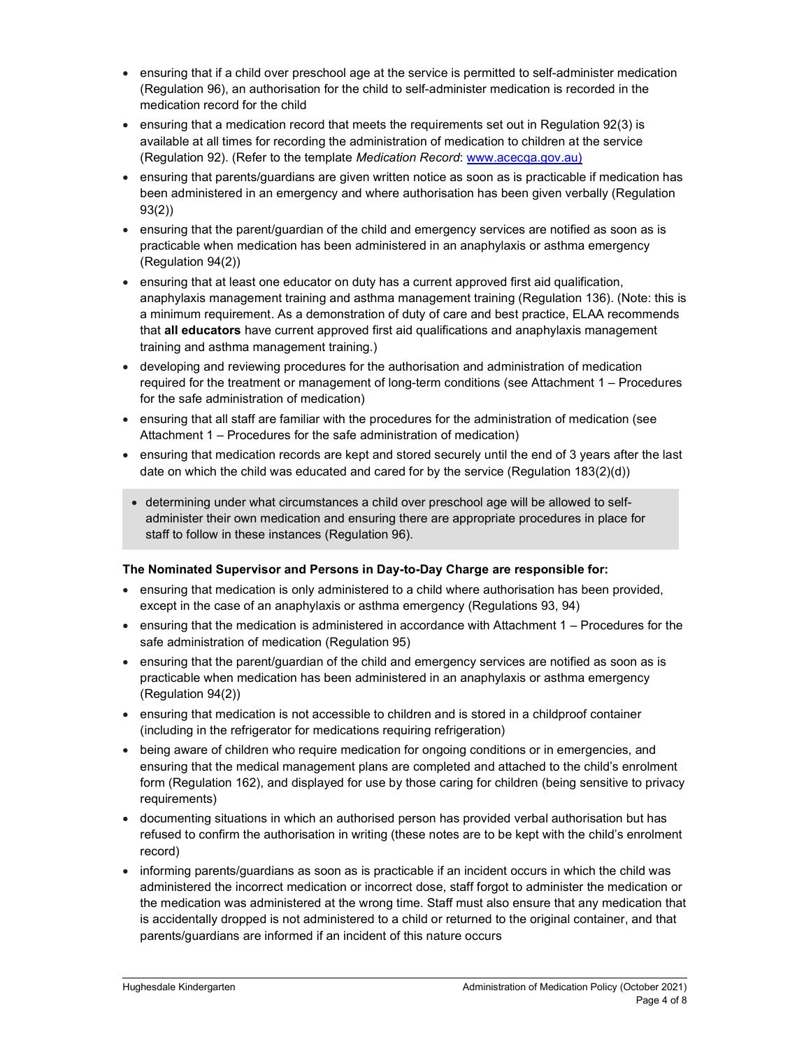- ensuring that if a child over preschool age at the service is permitted to self-administer medication (Regulation 96), an authorisation for the child to self-administer medication is recorded in the medication record for the child
- ensuring that a medication record that meets the requirements set out in Regulation 92(3) is available at all times for recording the administration of medication to children at the service (Regulation 92). (Refer to the template *Medication Record*: www.acecqa.gov.au)
- ensuring that parents/guardians are given written notice as soon as is practicable if medication has been administered in an emergency and where authorisation has been given verbally (Regulation 93(2))
- ensuring that the parent/guardian of the child and emergency services are notified as soon as is practicable when medication has been administered in an anaphylaxis or asthma emergency (Regulation 94(2))
- ensuring that at least one educator on duty has a current approved first aid qualification, anaphylaxis management training and asthma management training (Regulation 136). (Note: this is a minimum requirement. As a demonstration of duty of care and best practice, ELAA recommends that **all educators** have current approved first aid qualifications and anaphylaxis management training and asthma management training.)
- developing and reviewing procedures for the authorisation and administration of medication required for the treatment or management of long-term conditions (see Attachment 1 – Procedures for the safe administration of medication)
- ensuring that all staff are familiar with the procedures for the administration of medication (see Attachment 1 – Procedures for the safe administration of medication)
- ensuring that medication records are kept and stored securely until the end of 3 years after the last date on which the child was educated and cared for by the service (Regulation 183(2)(d))
- determining under what circumstances a child over preschool age will be allowed to self-administer their own medication and ensuring there are appropriate procedures in place for staff to follow in these instances (Regulation 96).

**The Nominated Supervisor and Persons in Day-to-Day Charge are responsible for:**

- ensuring that medication is only administered to a child where authorisation has been provided, except in the case of an anaphylaxis or asthma emergency (Regulations 93, 94)
- ensuring that the medication is administered in accordance with Attachment 1 – Procedures for the safe administration of medication (Regulation 95)
- ensuring that the parent/guardian of the child and emergency services are notified as soon as is practicable when medication has been administered in an anaphylaxis or asthma emergency (Regulation 94(2))
- ensuring that medication is not accessible to children and is stored in a childproof container (including in the refrigerator for medications requiring refrigeration)
- being aware of children who require medication for ongoing conditions or in emergencies, and ensuring that the medical management plans are completed and attached to the child's enrolment form (Regulation 162), and displayed for use by those caring for children (being sensitive to privacy requirements)
- documenting situations in which an authorised person has provided verbal authorisation but has refused to confirm the authorisation in writing (these notes are to be kept with the child's enrolment record)
- informing parents/guardians as soon as is practicable if an incident occurs in which the child was administered the incorrect medication or incorrect dose, staff forgot to administer the medication or the medication was administered at the wrong time. Staff must also ensure that any medication that is accidentally dropped is not administered to a child or returned to the original container, and that parents/guardians are informed if an incident of this nature occurs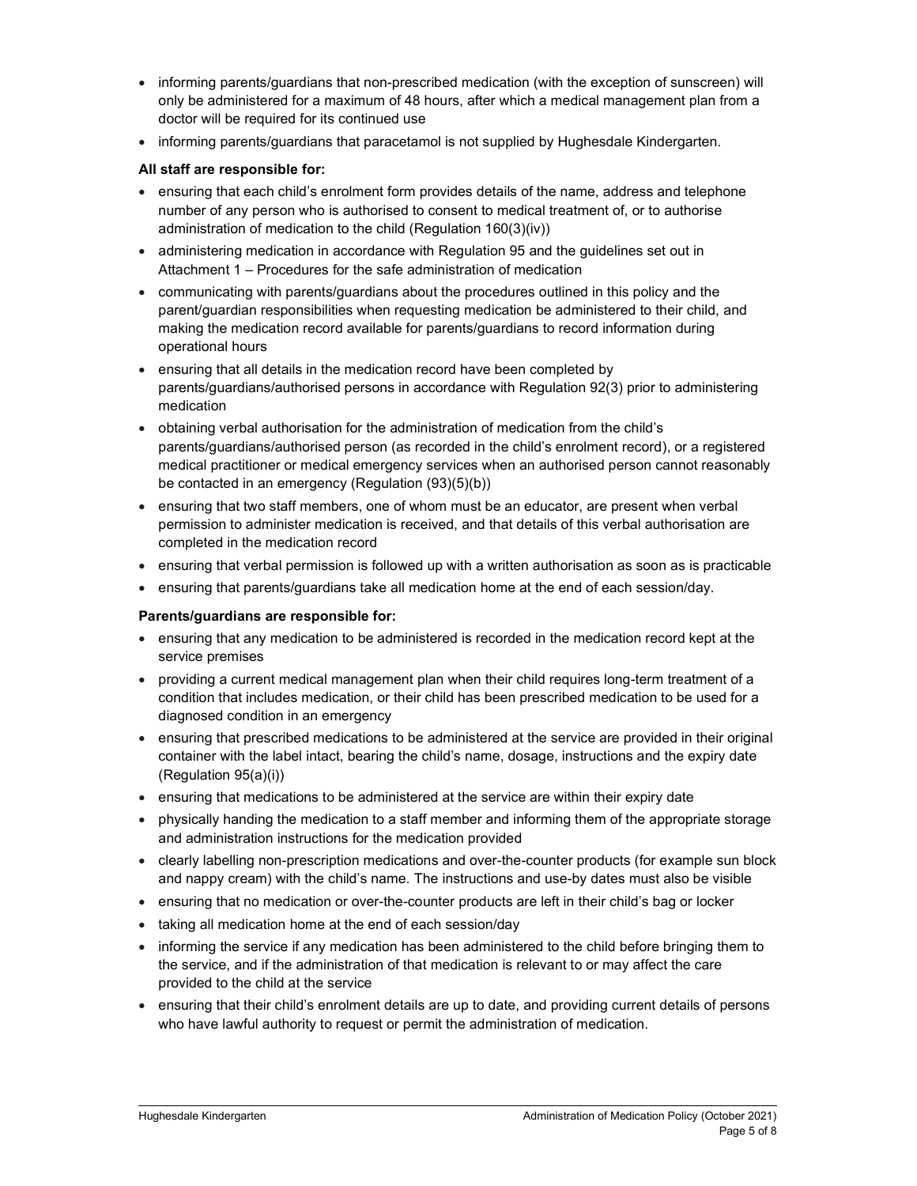- informing parents/guardians that non-prescribed medication (with the exception of sunscreen) will only be administered for a maximum of 48 hours, after which a medical management plan from a doctor will be required for its continued use
- informing parents/guardians that paracetamol is not supplied by Hughesdale Kindergarten.

**All staff are responsible for:**

- ensuring that each child's enrolment form provides details of the name, address and telephone number of any person who is authorised to consent to medical treatment of, or to authorise administration of medication to the child (Regulation 160(3)(iv))
- administering medication in accordance with Regulation 95 and the guidelines set out in Attachment 1 – Procedures for the safe administration of medication
- communicating with parents/guardians about the procedures outlined in this policy and the parent/guardian responsibilities when requesting medication be administered to their child, and making the medication record available for parents/guardians to record information during operational hours
- ensuring that all details in the medication record have been completed by parents/guardians/authorised persons in accordance with Regulation 92(3) prior to administering medication
- obtaining verbal authorisation for the administration of medication from the child's parents/guardians/authorised person (as recorded in the child's enrolment record), or a registered medical practitioner or medical emergency services when an authorised person cannot reasonably be contacted in an emergency (Regulation (93)(5)(b))
- ensuring that two staff members, one of whom must be an educator, are present when verbal permission to administer medication is received, and that details of this verbal authorisation are completed in the medication record
- ensuring that verbal permission is followed up with a written authorisation as soon as is practicable
- ensuring that parents/guardians take all medication home at the end of each session/day.

**Parents/guardians are responsible for:**

- ensuring that any medication to be administered is recorded in the medication record kept at the service premises
- providing a current medical management plan when their child requires long-term treatment of a condition that includes medication, or their child has been prescribed medication to be used for a diagnosed condition in an emergency
- ensuring that prescribed medications to be administered at the service are provided in their original container with the label intact, bearing the child's name, dosage, instructions and the expiry date (Regulation 95(a)(i))
- ensuring that medications to be administered at the service are within their expiry date
- physically handing the medication to a staff member and informing them of the appropriate storage and administration instructions for the medication provided
- clearly labelling non-prescription medications and over-the-counter products (for example sun block and nappy cream) with the child's name. The instructions and use-by dates must also be visible
- ensuring that no medication or over-the-counter products are left in their child's bag or locker
- taking all medication home at the end of each session/day
- informing the service if any medication has been administered to the child before bringing them to the service, and if the administration of that medication is relevant to or may affect the care provided to the child at the service
- ensuring that their child's enrolment details are up to date, and providing current details of persons who have lawful authority to request or permit the administration of medication.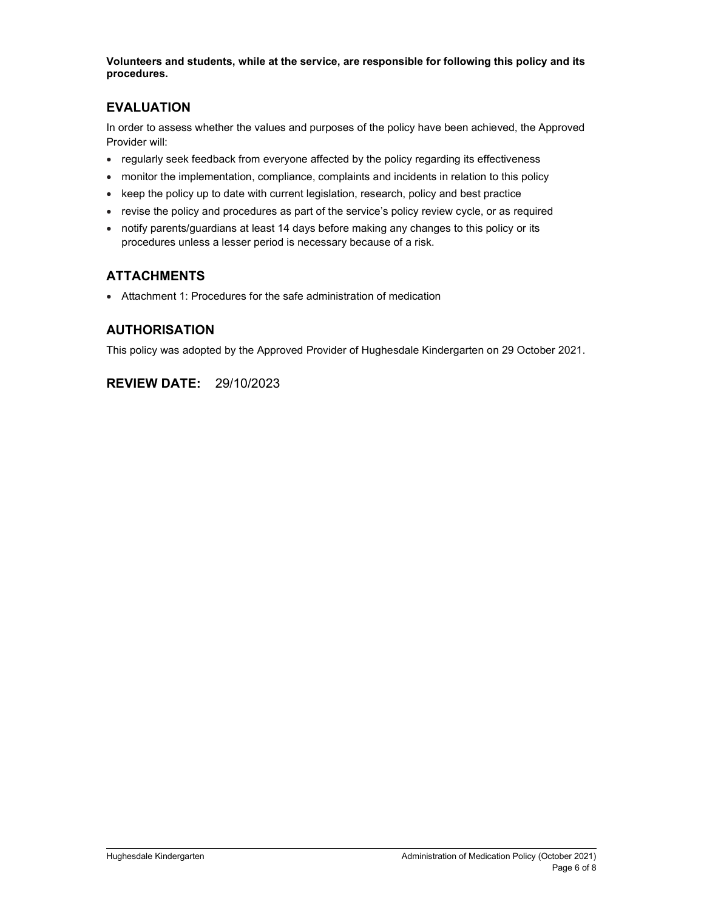**Volunteers and students, while at the service, are responsible for following this policy and its procedures.**

## EVALUATION

In order to assess whether the values and purposes of the policy have been achieved, the Approved Provider will:

- regularly seek feedback from everyone affected by the policy regarding its effectiveness
- monitor the implementation, compliance, complaints and incidents in relation to this policy
- keep the policy up to date with current legislation, research, policy and best practice
- revise the policy and procedures as part of the service's policy review cycle, or as required
- notify parents/guardians at least 14 days before making any changes to this policy or its procedures unless a lesser period is necessary because of a risk.

## ATTACHMENTS

- Attachment 1: Procedures for the safe administration of medication

## AUTHORISATION

This policy was adopted by the Approved Provider of Hughesdale Kindergarten on 29 October 2021.

## REVIEW DATE: 29/10/2023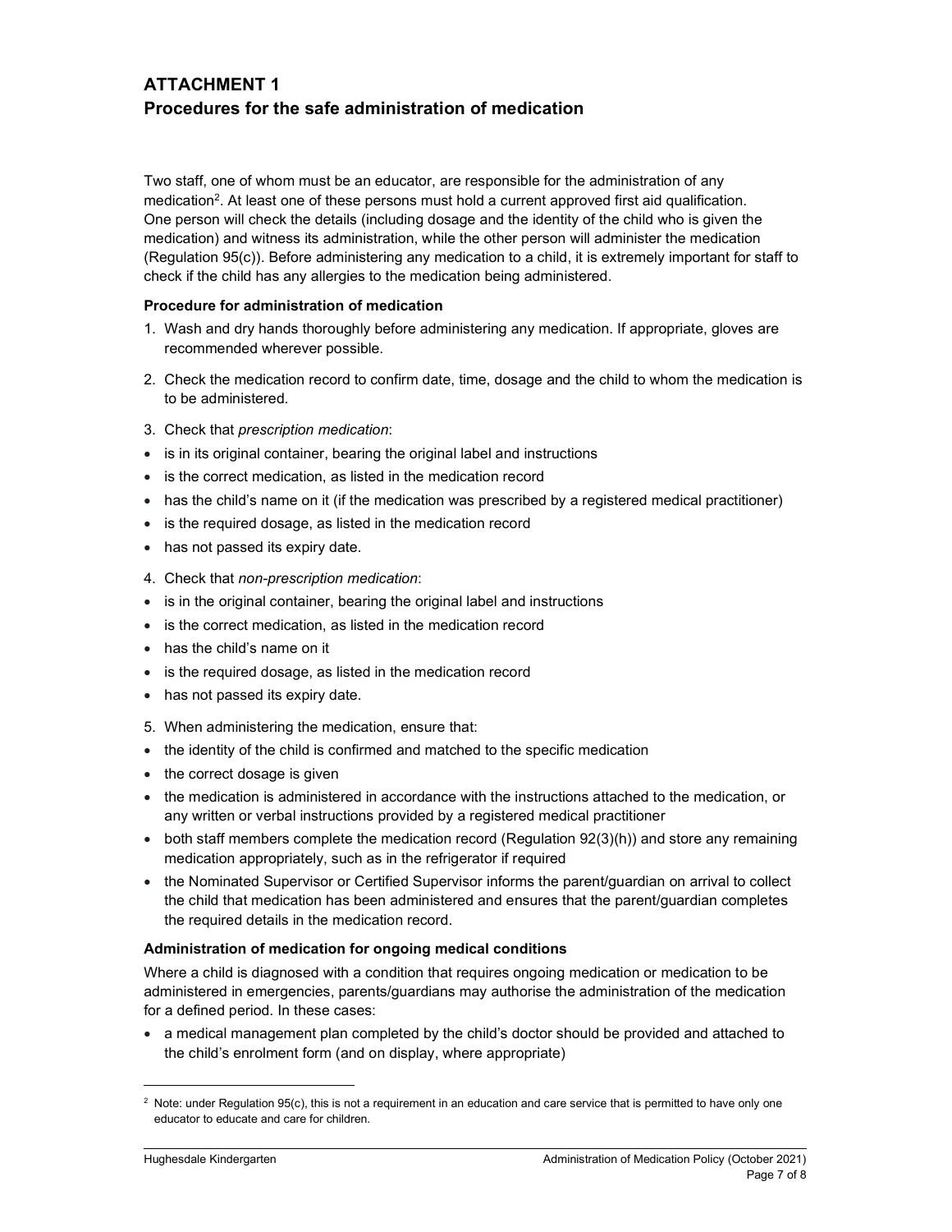## ATTACHMENT 1
## Procedures for the safe administration of medication

Two staff, one of whom must be an educator, are responsible for the administration of any medication[2]. At least one of these persons must hold a current approved first aid qualification. One person will check the details (including dosage and the identity of the child who is given the medication) and witness its administration, while the other person will administer the medication (Regulation 95(c)). Before administering any medication to a child, it is extremely important for staff to check if the child has any allergies to the medication being administered.

**Procedure for administration of medication**

1. Wash and dry hands thoroughly before administering any medication. If appropriate, gloves are recommended wherever possible.
2. Check the medication record to confirm date, time, dosage and the child to whom the medication is to be administered.
3. Check that *prescription medication*:

- is in its original container, bearing the original label and instructions
- is the correct medication, as listed in the medication record
- has the child's name on it (if the medication was prescribed by a registered medical practitioner)
- is the required dosage, as listed in the medication record
- has not passed its expiry date.

4. Check that *non-prescription medication*:

- is in the original container, bearing the original label and instructions
- is the correct medication, as listed in the medication record
- has the child's name on it
- is the required dosage, as listed in the medication record
- has not passed its expiry date.

5. When administering the medication, ensure that:

- the identity of the child is confirmed and matched to the specific medication
- the correct dosage is given
- the medication is administered in accordance with the instructions attached to the medication, or any written or verbal instructions provided by a registered medical practitioner
- both staff members complete the medication record (Regulation 92(3)(h)) and store any remaining medication appropriately, such as in the refrigerator if required
- the Nominated Supervisor or Certified Supervisor informs the parent/guardian on arrival to collect the child that medication has been administered and ensures that the parent/guardian completes the required details in the medication record.

**Administration of medication for ongoing medical conditions**

Where a child is diagnosed with a condition that requires ongoing medication or medication to be administered in emergencies, parents/guardians may authorise the administration of the medication for a defined period. In these cases:

- a medical management plan completed by the child's doctor should be provided and attached to the child's enrolment form (and on display, where appropriate)

[2] Note: under Regulation 95(c), this is not a requirement in an education and care service that is permitted to have only one educator to educate and care for children.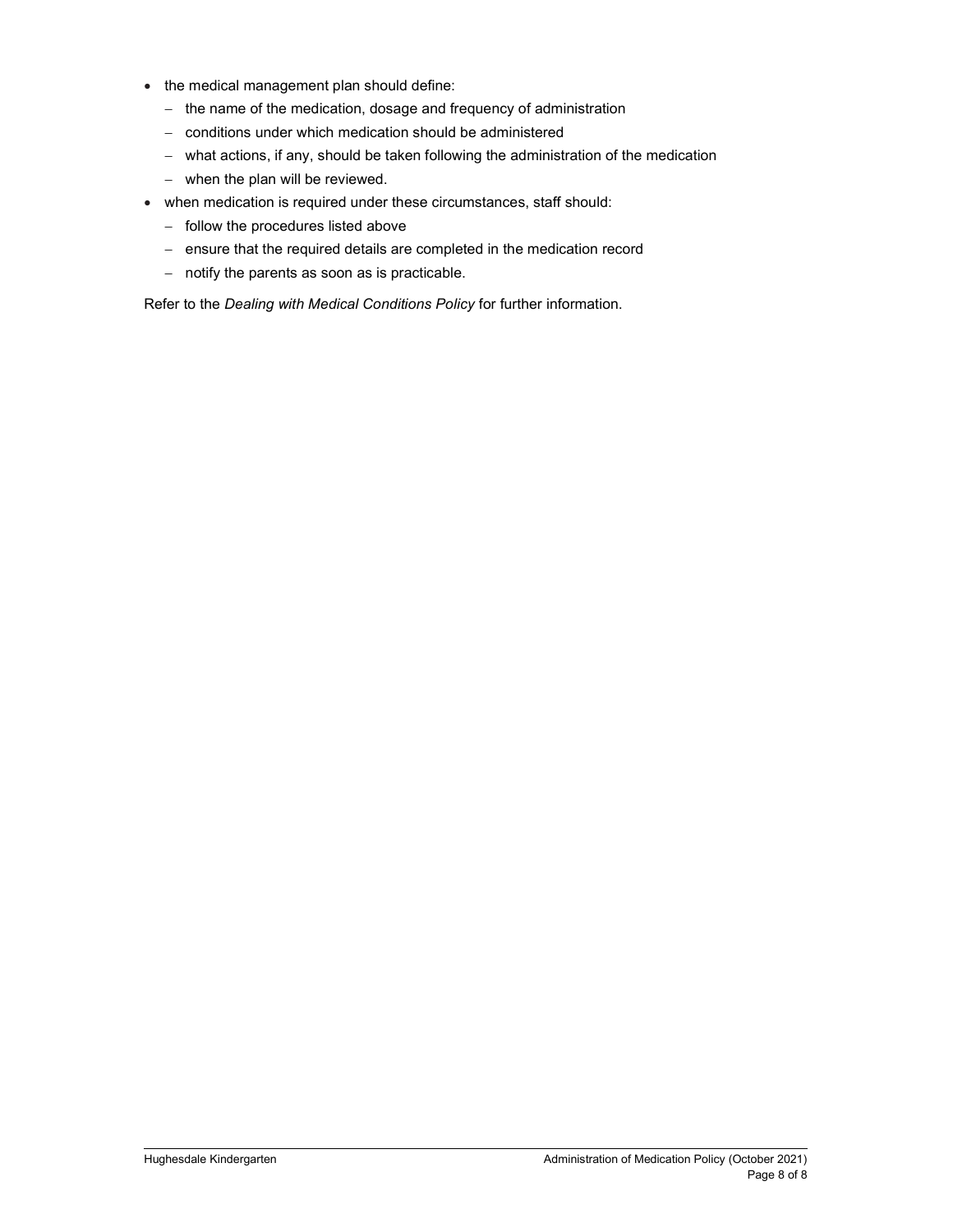- the medical management plan should define:
  - the name of the medication, dosage and frequency of administration
  - conditions under which medication should be administered
  - what actions, if any, should be taken following the administration of the medication
  - when the plan will be reviewed.
- when medication is required under these circumstances, staff should:
  - follow the procedures listed above
  - ensure that the required details are completed in the medication record
  - notify the parents as soon as is practicable.

Refer to the *Dealing with Medical Conditions Policy* for further information.